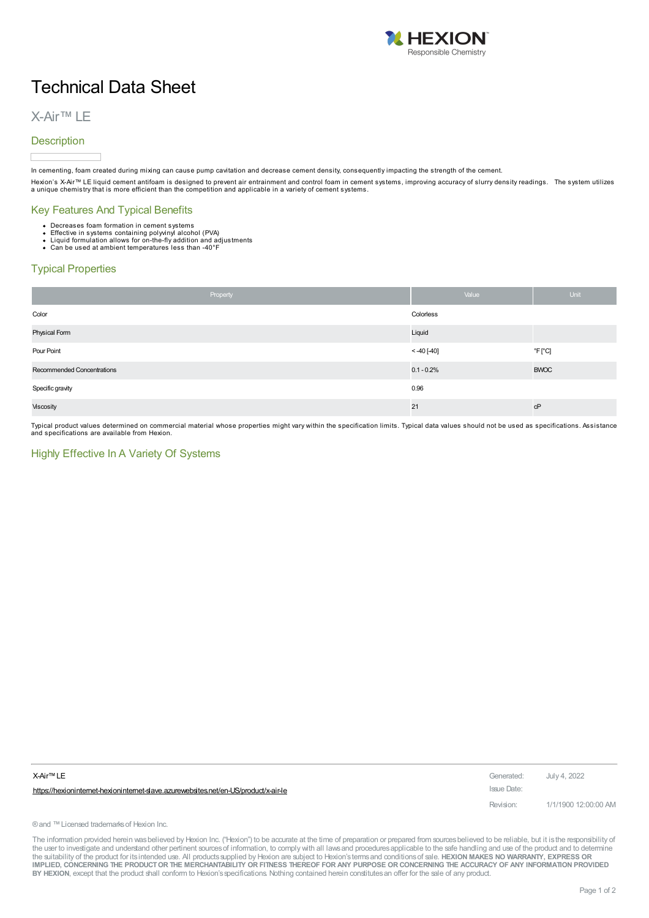# Technical Data Sheet

## X-Air™ LE

### Description

In cementing, foam created during mixing can cause pump cavitation and decrease cement density, consequently impacting the strength of the cement.

Hexion's X-Air™ LE liquid cement antifoam is designed to prevent air entrainment and control foam in cement systems, improving accuracy of slurry density readings. The system utilizes a unique chemistry that is more efficient than the competition and applicable in a variety of cement systems.

### Key Features And Typical Benefits

- Decreases foam formation in cement systems
- Effective in systems containing polyvinyl alcohol (PVA)
- Liquid formulation allows for on-the-fly addition and adjustments
- Can be used at ambient temperatures less than -40°F

### Typical Properties

| Property | Value | Unit |
|---|---|---|
| Color | Colorless | |
| Physical Form | Liquid | |
| Pour Point | < -40 [-40] | °F [°C] |
| Recommended Concentrations | 0.1 - 0.2% | BWOC |
| Specific gravity | 0.96 | |
| Viscosity | 21 | cP |

Typical product values determined on commercial material whose properties might vary within the specification limits. Typical data values should not be used as specifications. Assistance and specifications are available from Hexion.

### Highly Effective In A Variety Of Systems

X-Air™ LE

https://hexioninternet-hexioninternet-slave.azurewebsites.net/en-US/product/x-air-le

Generated: July 4, 2022

Issue Date:

Revision: 1/1/1900 12:00:00 AM

® and ™ Licensed trademarks of Hexion Inc.

The information provided herein was believed by Hexion Inc. ("Hexion") to be accurate at the time of preparation or prepared from sources believed to be reliable, but it is the responsibility of the user to investigate and understand other pertinent sources of information, to comply with all laws and procedures applicable to the safe handling and use of the product and to determine the suitability of the product for its intended use. All products supplied by Hexion are subject to Hexion's terms and conditions of sale. **HEXION MAKES NO WARRANTY, EXPRESS OR IMPLIED, CONCERNING THE PRODUCT OR THE MERCHANTABILITY OR FITNESS THEREOF FOR ANY PURPOSE OR CONCERNING THE ACCURACY OF ANY INFORMATION PROVIDED BY HEXION**, except that the product shall conform to Hexion's specifications. Nothing contained herein constitutes an offer for the sale of any product.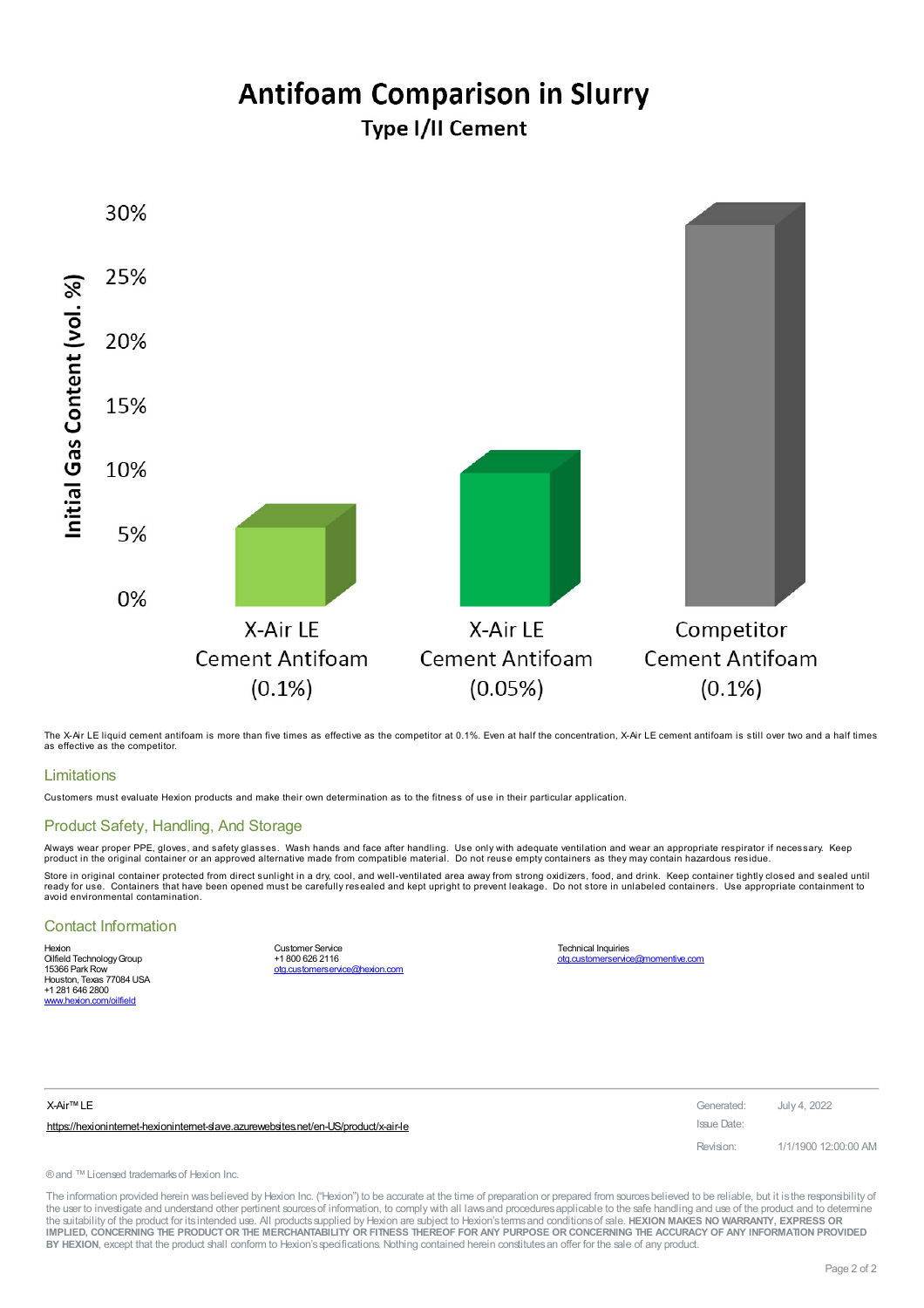# Antifoam Comparison in Slurry

## Type I/II Cement

Initial Gas Content (vol. %)

30%
25%
20%
15%
10%
5%
0%

X-Air LE Cement Antifoam (0.1%)

X-Air LE Cement Antifoam (0.05%)

Competitor Cement Antifoam (0.1%)

The X-Air LE liquid cement antifoam is more than five times as effective as the competitor at 0.1%. Even at half the concentration, X-Air LE cement antifoam is still over two and a half times as effective as the competitor.

## Limitations

Customers must evaluate Hexion products and make their own determination as to the fitness of use in their particular application.

## Product Safety, Handling, And Storage

Always wear proper PPE, gloves, and safety glasses. Wash hands and face after handling. Use only with adequate ventilation and wear an appropriate respirator if necessary. Keep product in the original container or an approved alternative made from compatible material. Do not reuse empty containers as they may contain hazardous residue.

Store in original container protected from direct sunlight in a dry, cool, and well-ventilated area away from strong oxidizers, food, and drink. Keep container tightly closed and sealed until ready for use. Containers that have been opened must be carefully resealed and kept upright to prevent leakage. Do not store in unlabeled containers. Use appropriate containment to avoid environmental contamination.

## Contact Information

Hexion
Oilfield Technology Group
15366 Park Row
Houston, Texas 77084 USA
+1 281 646 2800
www.hexion.com/oilfield

Customer Service
+1 800 626 2116
otg.customerservice@hexion.com

Technical Inquiries
otg.customerservice@momentive.com

X-Air™ LE

https://hexioninternet-hexioninternet-slave.azurewebsites.net/en-US/product/x-air-le

| | |
|---|---|
| Generated: | July 4, 2022 |
| Issue Date: | |
| Revision: | 1/1/1900 12:00:00 AM |

® and ™ Licensed trademarks of Hexion Inc.

The information provided herein was believed by Hexion Inc. ("Hexion") to be accurate at the time of preparation or prepared from sources believed to be reliable, but it is the responsibility of the user to investigate and understand other pertinent sources of information, to comply with all laws and procedures applicable to the safe handling and use of the product and to determine the suitability of the product for its intended use. All products supplied by Hexion are subject to Hexion's terms and conditions of sale. **HEXION MAKES NO WARRANTY, EXPRESS OR IMPLIED, CONCERNING THE PRODUCT OR THE MERCHANTABILITY OR FITNESS THEREOF FOR ANY PURPOSE OR CONCERNING THE ACCURACY OF ANY INFORMATION PROVIDED BY HEXION**, except that the product shall conform to Hexion's specifications. Nothing contained herein constitutes an offer for the sale of any product.